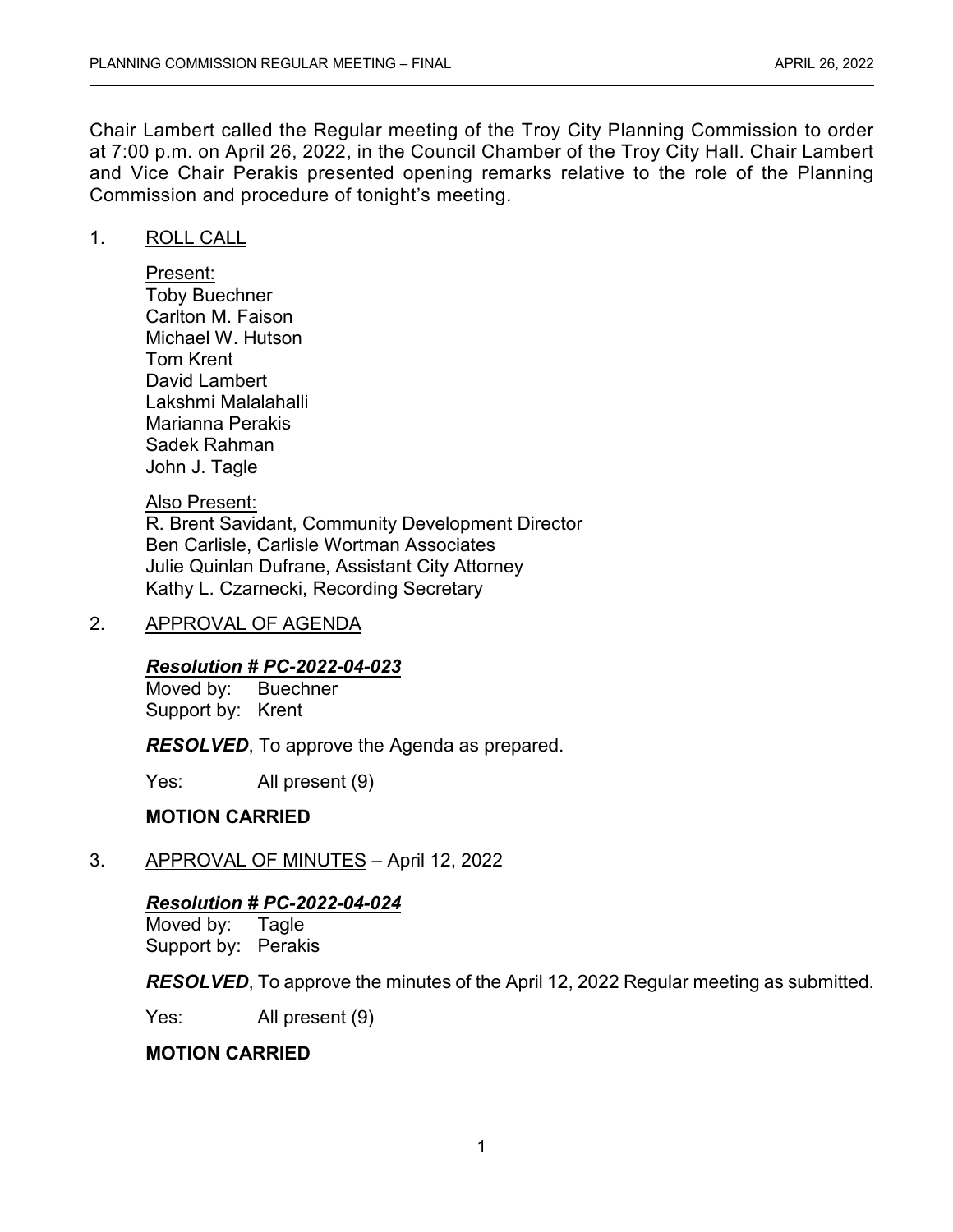Chair Lambert called the Regular meeting of the Troy City Planning Commission to order at 7:00 p.m. on April 26, 2022, in the Council Chamber of the Troy City Hall. Chair Lambert and Vice Chair Perakis presented opening remarks relative to the role of the Planning Commission and procedure of tonight's meeting.

1. ROLL CALL

   Present:
   Toby Buechner
   Carlton M. Faison
   Michael W. Hutson
   Tom Krent
   David Lambert
   Lakshmi Malalahalli
   Marianna Perakis
   Sadek Rahman
   John J. Tagle

   Also Present:
   R. Brent Savidant, Community Development Director
   Ben Carlisle, Carlisle Wortman Associates
   Julie Quinlan Dufrane, Assistant City Attorney
   Kathy L. Czarnecki, Recording Secretary

2. APPROVAL OF AGENDA

   ***Resolution # PC-2022-04-023***
   Moved by: Buechner
   Support by: Krent

   ***RESOLVED***, To approve the Agenda as prepared.

   Yes: All present (9)

   **MOTION CARRIED**

3. APPROVAL OF MINUTES – April 12, 2022

   ***Resolution # PC-2022-04-024***
   Moved by: Tagle
   Support by: Perakis

   ***RESOLVED***, To approve the minutes of the April 12, 2022 Regular meeting as submitted.

   Yes: All present (9)

   **MOTION CARRIED**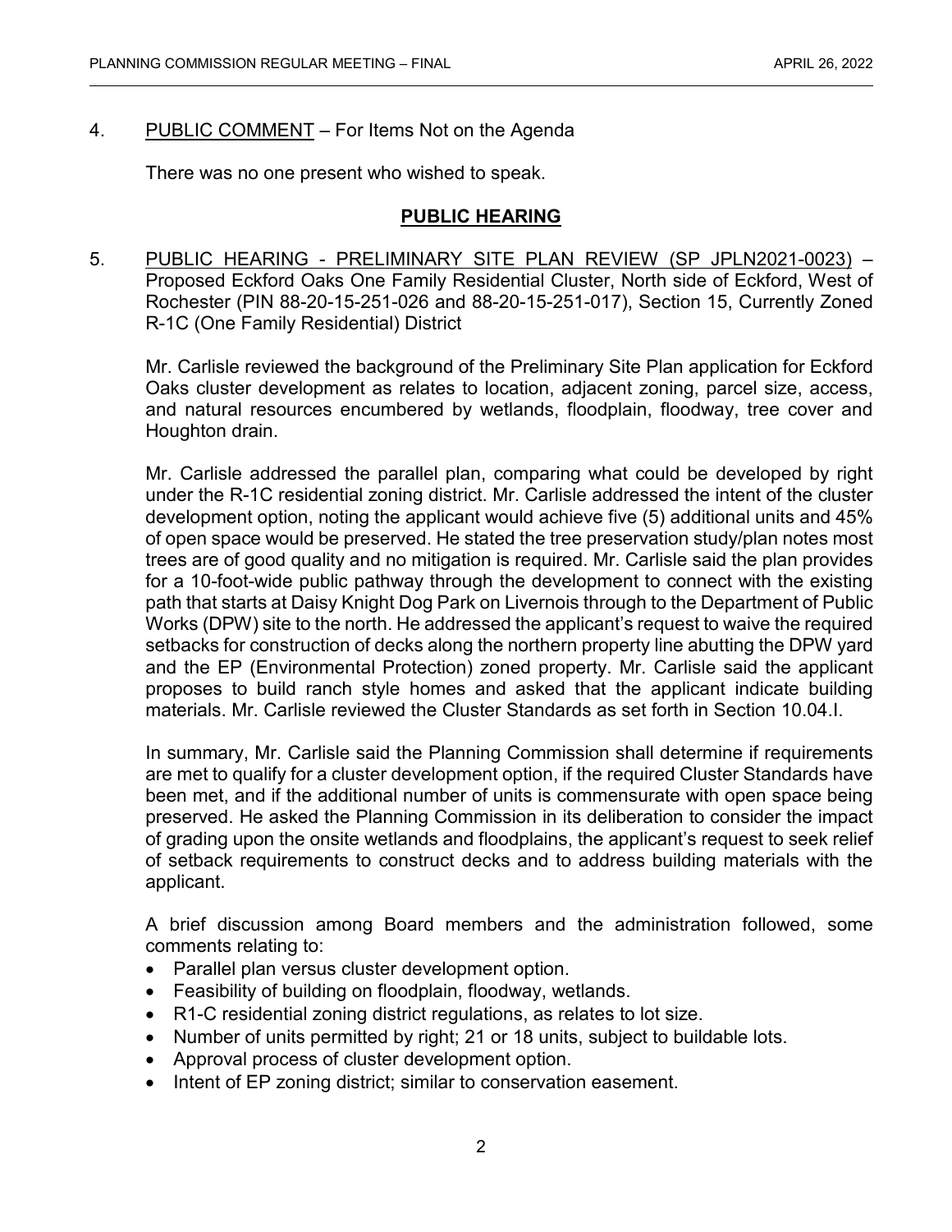4. PUBLIC COMMENT – For Items Not on the Agenda

   There was no one present who wished to speak.

## PUBLIC HEARING

5. PUBLIC HEARING - PRELIMINARY SITE PLAN REVIEW (SP JPLN2021-0023) – Proposed Eckford Oaks One Family Residential Cluster, North side of Eckford, West of Rochester (PIN 88-20-15-251-026 and 88-20-15-251-017), Section 15, Currently Zoned R-1C (One Family Residential) District

   Mr. Carlisle reviewed the background of the Preliminary Site Plan application for Eckford Oaks cluster development as relates to location, adjacent zoning, parcel size, access, and natural resources encumbered by wetlands, floodplain, floodway, tree cover and Houghton drain.

   Mr. Carlisle addressed the parallel plan, comparing what could be developed by right under the R-1C residential zoning district. Mr. Carlisle addressed the intent of the cluster development option, noting the applicant would achieve five (5) additional units and 45% of open space would be preserved. He stated the tree preservation study/plan notes most trees are of good quality and no mitigation is required. Mr. Carlisle said the plan provides for a 10-foot-wide public pathway through the development to connect with the existing path that starts at Daisy Knight Dog Park on Livernois through to the Department of Public Works (DPW) site to the north. He addressed the applicant's request to waive the required setbacks for construction of decks along the northern property line abutting the DPW yard and the EP (Environmental Protection) zoned property. Mr. Carlisle said the applicant proposes to build ranch style homes and asked that the applicant indicate building materials. Mr. Carlisle reviewed the Cluster Standards as set forth in Section 10.04.I.

   In summary, Mr. Carlisle said the Planning Commission shall determine if requirements are met to qualify for a cluster development option, if the required Cluster Standards have been met, and if the additional number of units is commensurate with open space being preserved. He asked the Planning Commission in its deliberation to consider the impact of grading upon the onsite wetlands and floodplains, the applicant's request to seek relief of setback requirements to construct decks and to address building materials with the applicant.

   A brief discussion among Board members and the administration followed, some comments relating to:

   - Parallel plan versus cluster development option.
   - Feasibility of building on floodplain, floodway, wetlands.
   - R1-C residential zoning district regulations, as relates to lot size.
   - Number of units permitted by right; 21 or 18 units, subject to buildable lots.
   - Approval process of cluster development option.
   - Intent of EP zoning district; similar to conservation easement.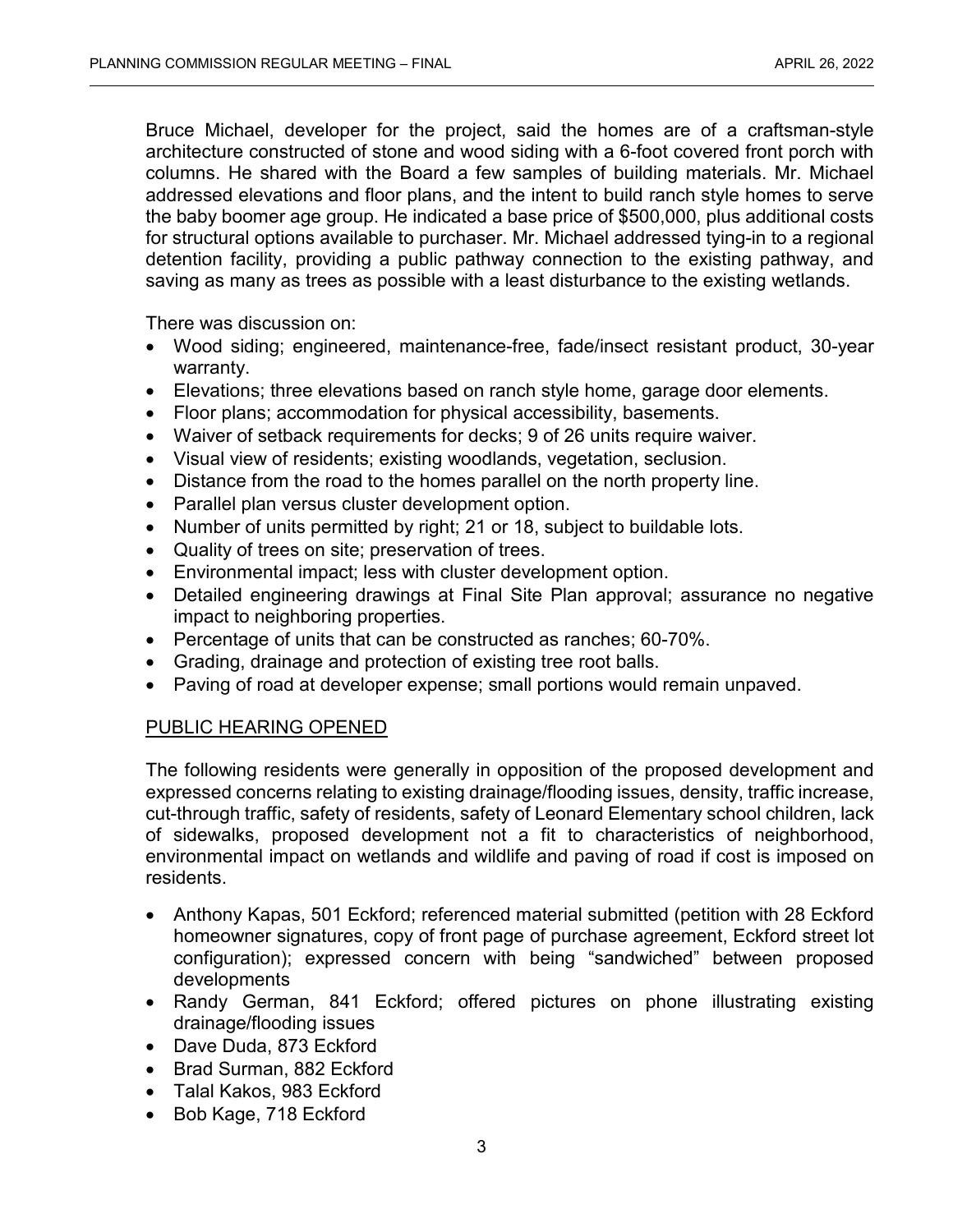Bruce Michael, developer for the project, said the homes are of a craftsman-style architecture constructed of stone and wood siding with a 6-foot covered front porch with columns. He shared with the Board a few samples of building materials. Mr. Michael addressed elevations and floor plans, and the intent to build ranch style homes to serve the baby boomer age group. He indicated a base price of $500,000, plus additional costs for structural options available to purchaser. Mr. Michael addressed tying-in to a regional detention facility, providing a public pathway connection to the existing pathway, and saving as many as trees as possible with a least disturbance to the existing wetlands.

There was discussion on:

- Wood siding; engineered, maintenance-free, fade/insect resistant product, 30-year warranty.
- Elevations; three elevations based on ranch style home, garage door elements.
- Floor plans; accommodation for physical accessibility, basements.
- Waiver of setback requirements for decks; 9 of 26 units require waiver.
- Visual view of residents; existing woodlands, vegetation, seclusion.
- Distance from the road to the homes parallel on the north property line.
- Parallel plan versus cluster development option.
- Number of units permitted by right; 21 or 18, subject to buildable lots.
- Quality of trees on site; preservation of trees.
- Environmental impact; less with cluster development option.
- Detailed engineering drawings at Final Site Plan approval; assurance no negative impact to neighboring properties.
- Percentage of units that can be constructed as ranches; 60-70%.
- Grading, drainage and protection of existing tree root balls.
- Paving of road at developer expense; small portions would remain unpaved.

PUBLIC HEARING OPENED

The following residents were generally in opposition of the proposed development and expressed concerns relating to existing drainage/flooding issues, density, traffic increase, cut-through traffic, safety of residents, safety of Leonard Elementary school children, lack of sidewalks, proposed development not a fit to characteristics of neighborhood, environmental impact on wetlands and wildlife and paving of road if cost is imposed on residents.

- Anthony Kapas, 501 Eckford; referenced material submitted (petition with 28 Eckford homeowner signatures, copy of front page of purchase agreement, Eckford street lot configuration); expressed concern with being "sandwiched" between proposed developments
- Randy German, 841 Eckford; offered pictures on phone illustrating existing drainage/flooding issues
- Dave Duda, 873 Eckford
- Brad Surman, 882 Eckford
- Talal Kakos, 983 Eckford
- Bob Kage, 718 Eckford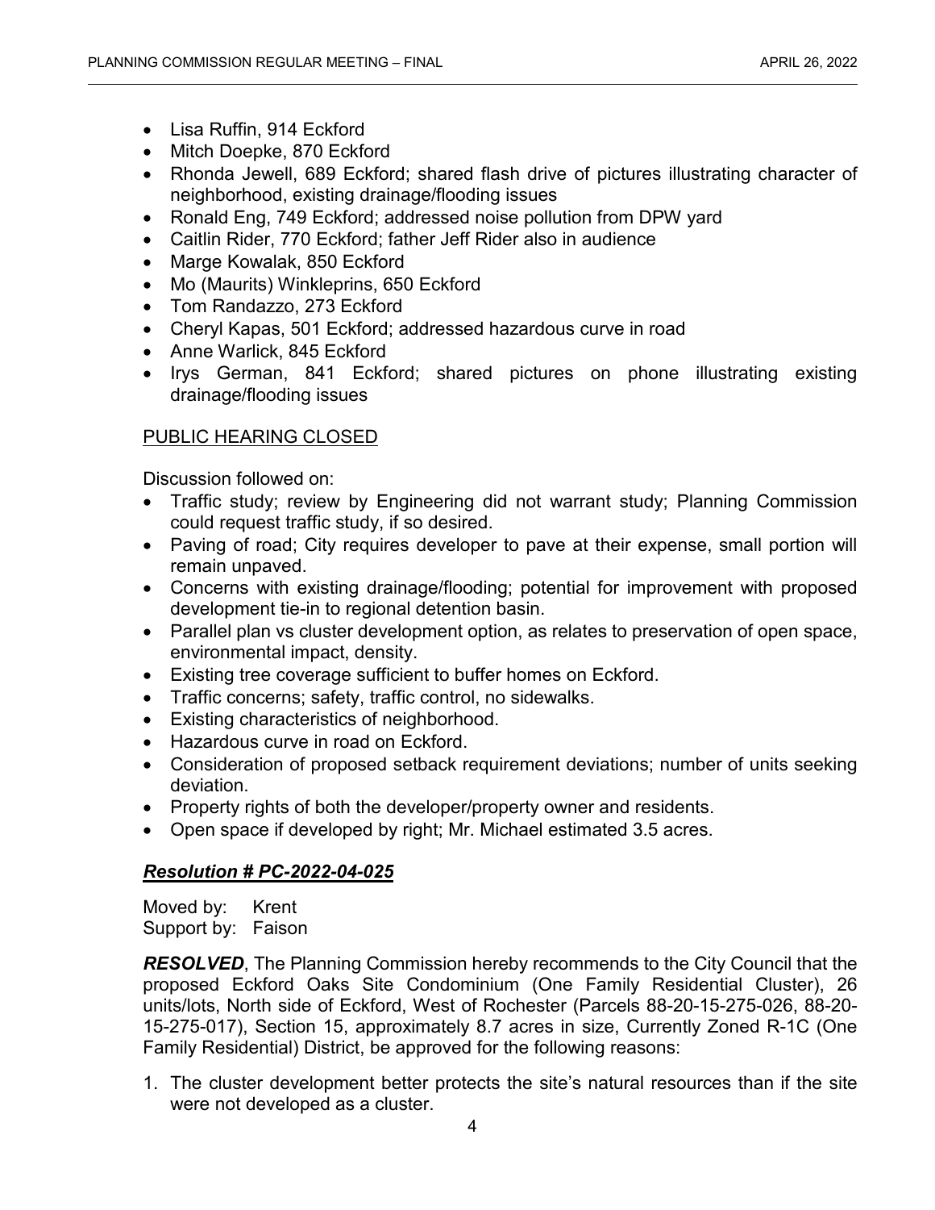- Lisa Ruffin, 914 Eckford
- Mitch Doepke, 870 Eckford
- Rhonda Jewell, 689 Eckford; shared flash drive of pictures illustrating character of neighborhood, existing drainage/flooding issues
- Ronald Eng, 749 Eckford; addressed noise pollution from DPW yard
- Caitlin Rider, 770 Eckford; father Jeff Rider also in audience
- Marge Kowalak, 850 Eckford
- Mo (Maurits) Winkleprins, 650 Eckford
- Tom Randazzo, 273 Eckford
- Cheryl Kapas, 501 Eckford; addressed hazardous curve in road
- Anne Warlick, 845 Eckford
- Irys German, 841 Eckford; shared pictures on phone illustrating existing drainage/flooding issues

<u>PUBLIC HEARING CLOSED</u>

Discussion followed on:

- Traffic study; review by Engineering did not warrant study; Planning Commission could request traffic study, if so desired.
- Paving of road; City requires developer to pave at their expense, small portion will remain unpaved.
- Concerns with existing drainage/flooding; potential for improvement with proposed development tie-in to regional detention basin.
- Parallel plan vs cluster development option, as relates to preservation of open space, environmental impact, density.
- Existing tree coverage sufficient to buffer homes on Eckford.
- Traffic concerns; safety, traffic control, no sidewalks.
- Existing characteristics of neighborhood.
- Hazardous curve in road on Eckford.
- Consideration of proposed setback requirement deviations; number of units seeking deviation.
- Property rights of both the developer/property owner and residents.
- Open space if developed by right; Mr. Michael estimated 3.5 acres.

***<u>Resolution # PC-2022-04-025</u>***

Moved by: Krent
Support by: Faison

***RESOLVED***, The Planning Commission hereby recommends to the City Council that the proposed Eckford Oaks Site Condominium (One Family Residential Cluster), 26 units/lots, North side of Eckford, West of Rochester (Parcels 88-20-15-275-026, 88-20-15-275-017), Section 15, approximately 8.7 acres in size, Currently Zoned R-1C (One Family Residential) District, be approved for the following reasons:

1. The cluster development better protects the site's natural resources than if the site were not developed as a cluster.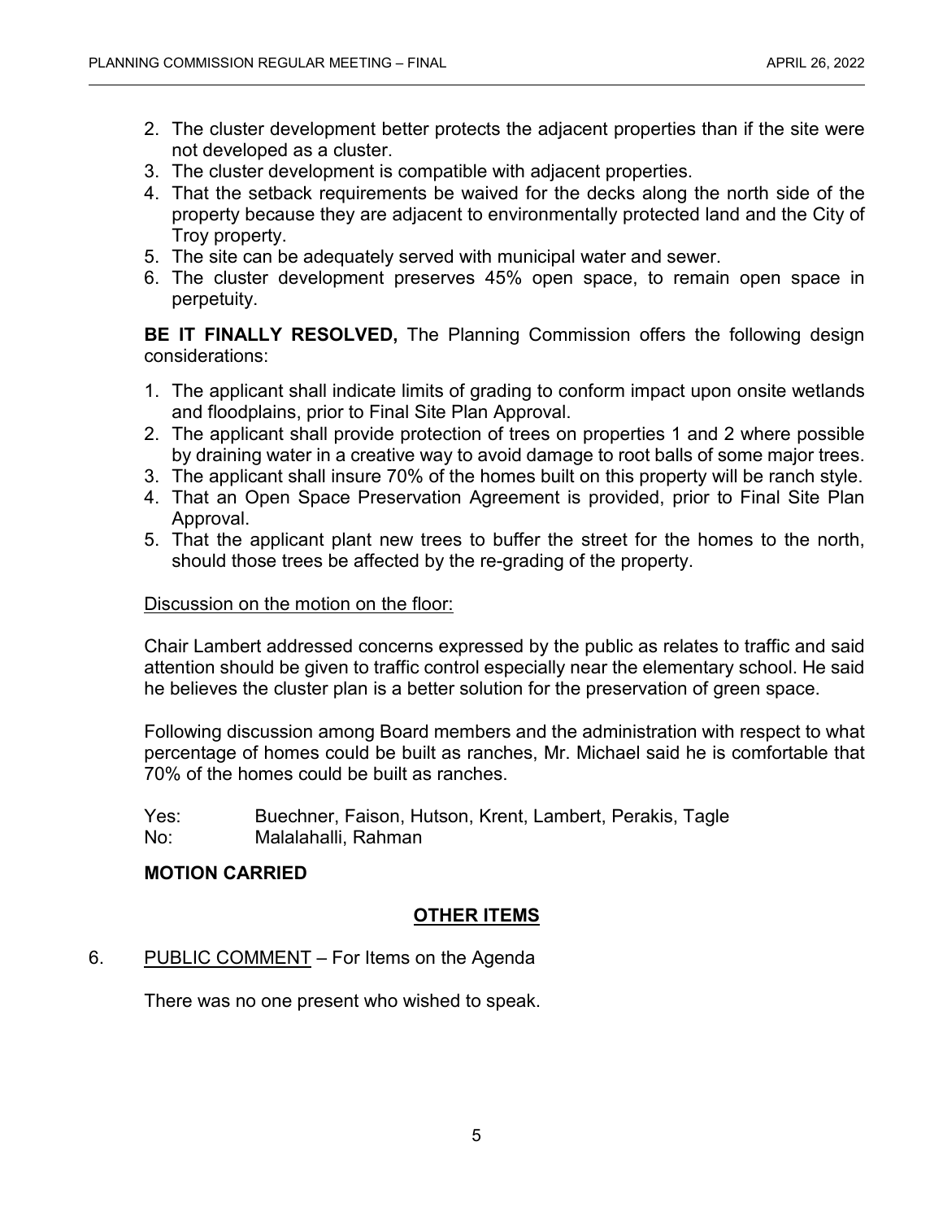2. The cluster development better protects the adjacent properties than if the site were not developed as a cluster.
3. The cluster development is compatible with adjacent properties.
4. That the setback requirements be waived for the decks along the north side of the property because they are adjacent to environmentally protected land and the City of Troy property.
5. The site can be adequately served with municipal water and sewer.
6. The cluster development preserves 45% open space, to remain open space in perpetuity.

**BE IT FINALLY RESOLVED,** The Planning Commission offers the following design considerations:

1. The applicant shall indicate limits of grading to conform impact upon onsite wetlands and floodplains, prior to Final Site Plan Approval.
2. The applicant shall provide protection of trees on properties 1 and 2 where possible by draining water in a creative way to avoid damage to root balls of some major trees.
3. The applicant shall insure 70% of the homes built on this property will be ranch style.
4. That an Open Space Preservation Agreement is provided, prior to Final Site Plan Approval.
5. That the applicant plant new trees to buffer the street for the homes to the north, should those trees be affected by the re-grading of the property.

Discussion on the motion on the floor:

Chair Lambert addressed concerns expressed by the public as relates to traffic and said attention should be given to traffic control especially near the elementary school. He said he believes the cluster plan is a better solution for the preservation of green space.

Following discussion among Board members and the administration with respect to what percentage of homes could be built as ranches, Mr. Michael said he is comfortable that 70% of the homes could be built as ranches.

Yes: Buechner, Faison, Hutson, Krent, Lambert, Perakis, Tagle
No: Malalahalli, Rahman

**MOTION CARRIED**

## OTHER ITEMS

6. PUBLIC COMMENT – For Items on the Agenda

There was no one present who wished to speak.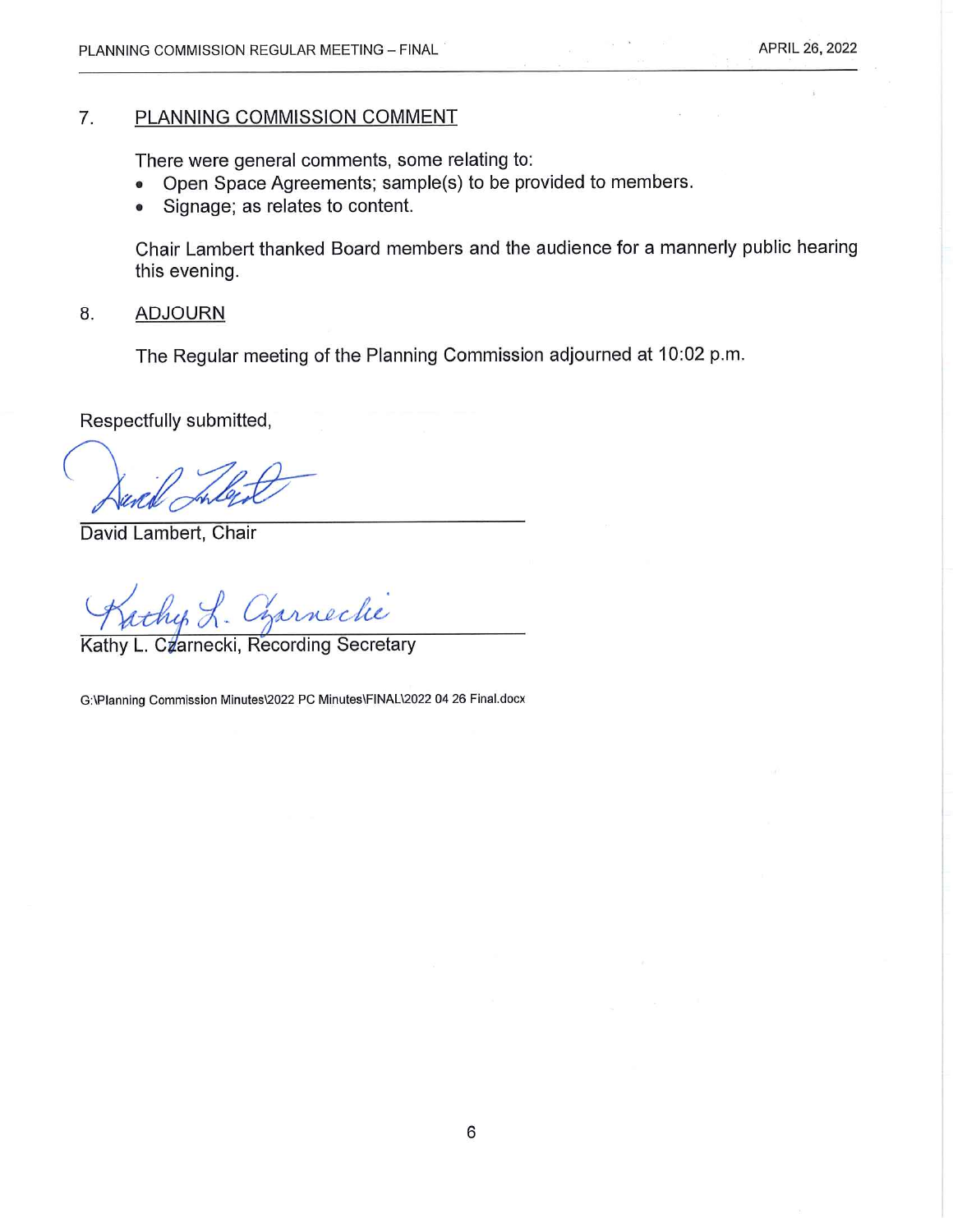## 7. PLANNING COMMISSION COMMENT

There were general comments, some relating to:

- Open Space Agreements; sample(s) to be provided to members.
- Signage; as relates to content.

Chair Lambert thanked Board members and the audience for a mannerly public hearing this evening.

## 8. ADJOURN

The Regular meeting of the Planning Commission adjourned at 10:02 p.m.

Respectfully submitted,

David Lambert, Chair

Kathy L. Czarnecki, Recording Secretary

G:\Planning Commission Minutes\2022 PC Minutes\FINAL\2022 04 26 Final.docx